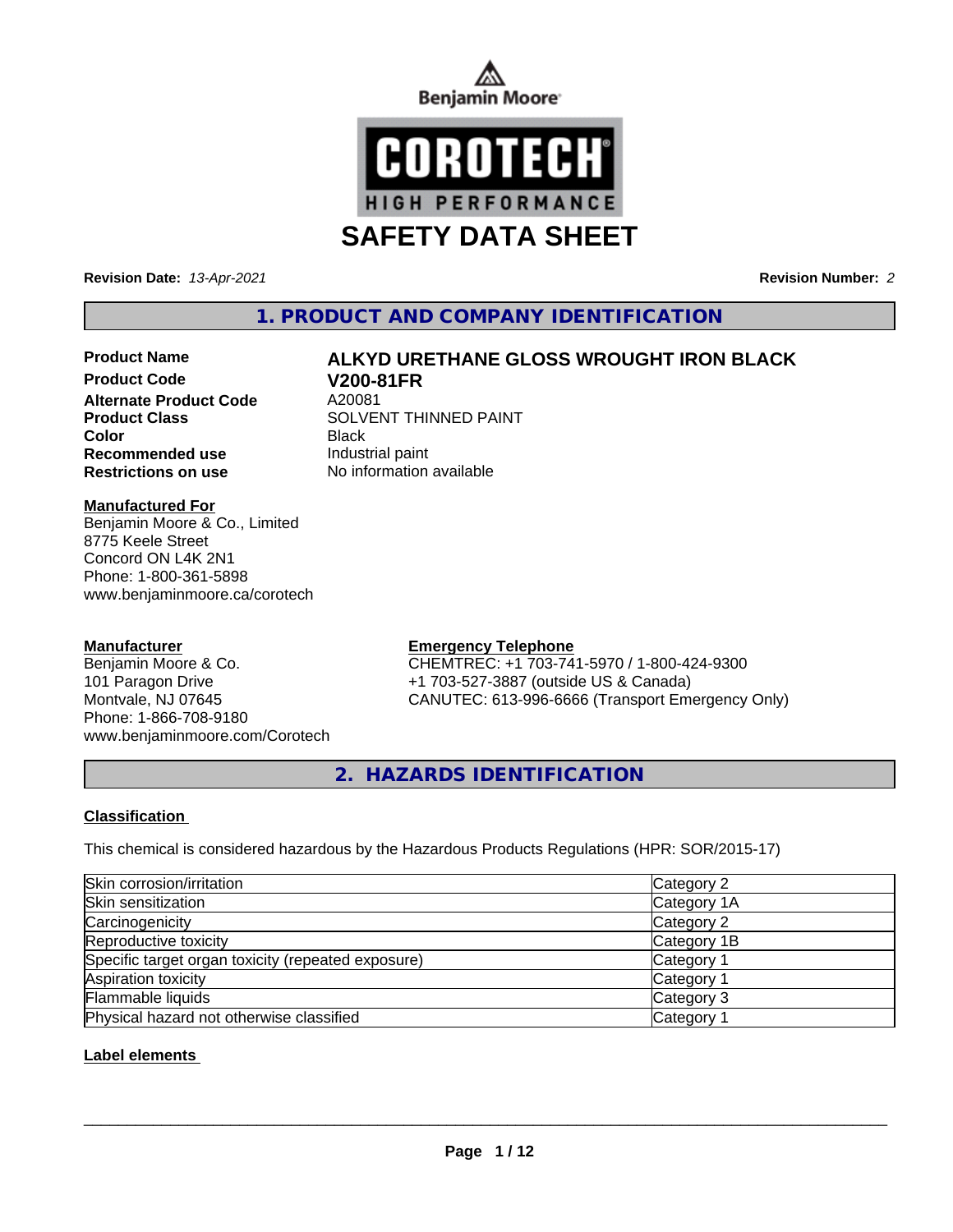Benjamin Moore

COROTECH HIGH PERFORMANCE

# SAFETY DATA SHEET

**Revision Date:** *13-Apr-2021* **Revision Number:** *2*

## 1. PRODUCT AND COMPANY IDENTIFICATION

| | |
|---|---|
| **Product Name** | **ALKYD URETHANE GLOSS WROUGHT IRON BLACK** |
| **Product Code** | **V200-81FR** |
| **Alternate Product Code** | A20081 |
| **Product Class** | SOLVENT THINNED PAINT |
| **Color** | Black |
| **Recommended use** | Industrial paint |
| **Restrictions on use** | No information available |

**Manufactured For**
Benjamin Moore & Co., Limited
8775 Keele Street
Concord ON L4K 2N1
Phone: 1-800-361-5898
www.benjaminmoore.ca/corotech

**Manufacturer**
Benjamin Moore & Co.
101 Paragon Drive
Montvale, NJ 07645
Phone: 1-866-708-9180
www.benjaminmoore.com/Corotech

**Emergency Telephone**
CHEMTREC: +1 703-741-5970 / 1-800-424-9300
+1 703-527-3887 (outside US & Canada)
CANUTEC: 613-996-6666 (Transport Emergency Only)

## 2. HAZARDS IDENTIFICATION

**Classification**

This chemical is considered hazardous by the Hazardous Products Regulations (HPR: SOR/2015-17)

| | |
|---|---|
| Skin corrosion/irritation | Category 2 |
| Skin sensitization | Category 1A |
| Carcinogenicity | Category 2 |
| Reproductive toxicity | Category 1B |
| Specific target organ toxicity (repeated exposure) | Category 1 |
| Aspiration toxicity | Category 1 |
| Flammable liquids | Category 3 |
| Physical hazard not otherwise classified | Category 1 |

**Label elements**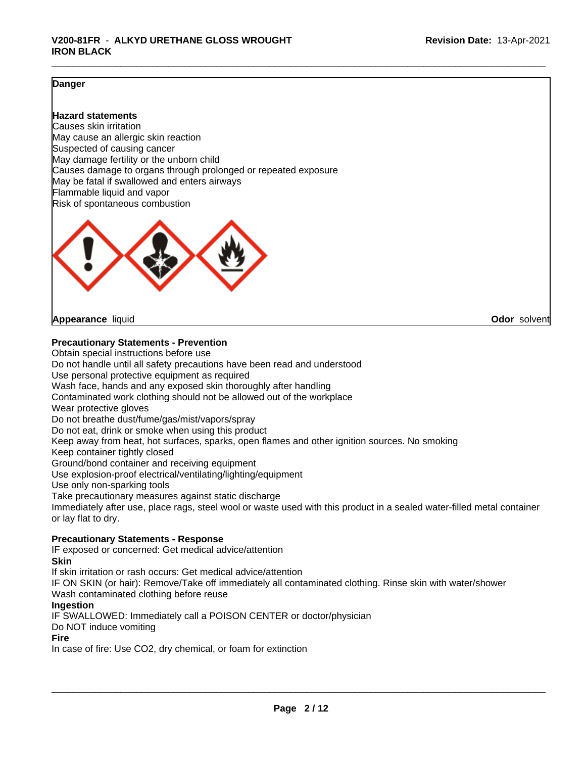**Danger**

**Hazard statements**
Causes skin irritation
May cause an allergic skin reaction
Suspected of causing cancer
May damage fertility or the unborn child
Causes damage to organs through prolonged or repeated exposure
May be fatal if swallowed and enters airways
Flammable liquid and vapor
Risk of spontaneous combustion

**Appearance** liquid **Odor** solvent

**Precautionary Statements - Prevention**
Obtain special instructions before use
Do not handle until all safety precautions have been read and understood
Use personal protective equipment as required
Wash face, hands and any exposed skin thoroughly after handling
Contaminated work clothing should not be allowed out of the workplace
Wear protective gloves
Do not breathe dust/fume/gas/mist/vapors/spray
Do not eat, drink or smoke when using this product
Keep away from heat, hot surfaces, sparks, open flames and other ignition sources. No smoking
Keep container tightly closed
Ground/bond container and receiving equipment
Use explosion-proof electrical/ventilating/lighting/equipment
Use only non-sparking tools
Take precautionary measures against static discharge
Immediately after use, place rags, steel wool or waste used with this product in a sealed water-filled metal container or lay flat to dry.

**Precautionary Statements - Response**
IF exposed or concerned: Get medical advice/attention
**Skin**
If skin irritation or rash occurs: Get medical advice/attention
IF ON SKIN (or hair): Remove/Take off immediately all contaminated clothing. Rinse skin with water/shower
Wash contaminated clothing before reuse
**Ingestion**
IF SWALLOWED: Immediately call a POISON CENTER or doctor/physician
Do NOT induce vomiting
**Fire**
In case of fire: Use $CO_2$, dry chemical, or foam for extinction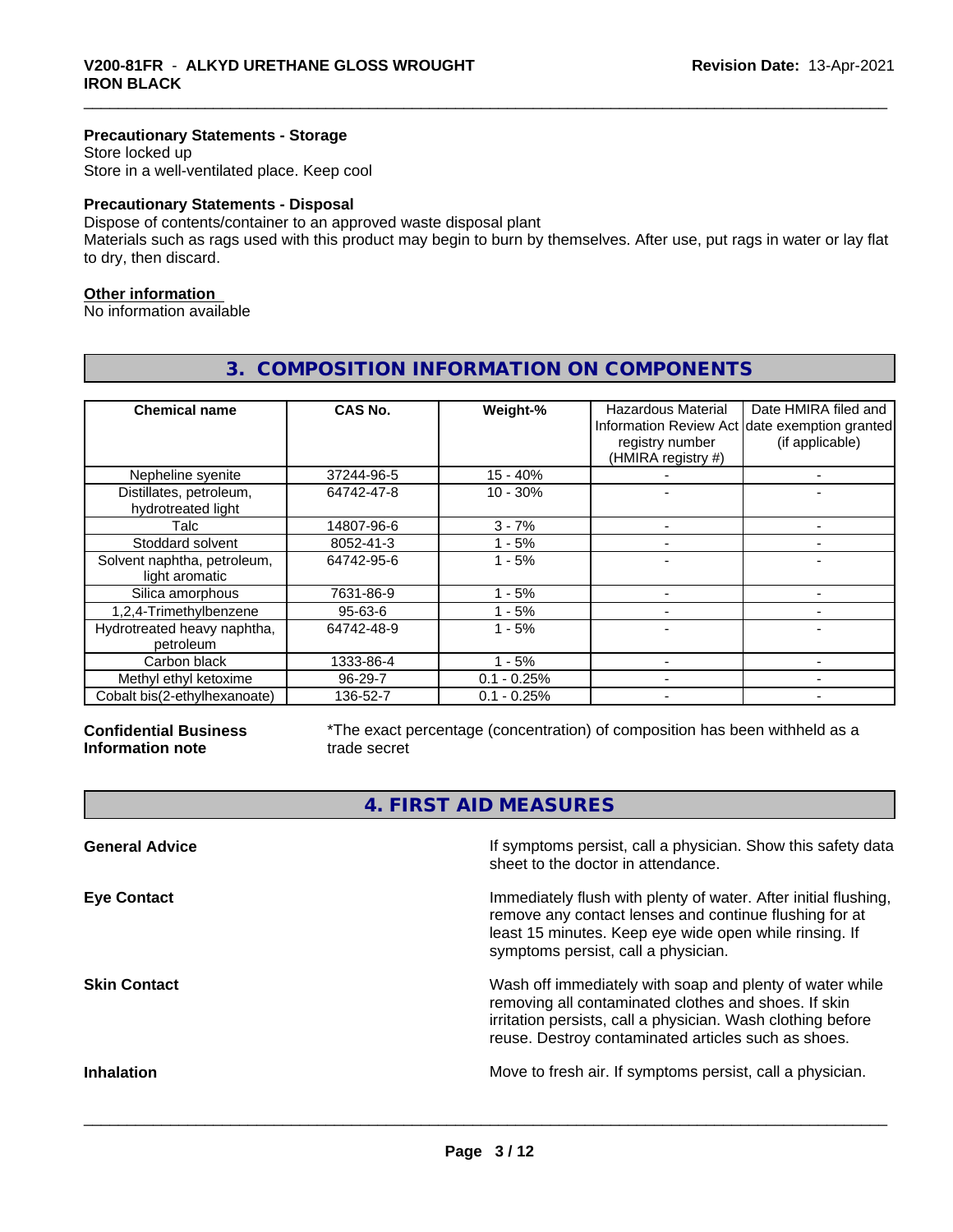**Precautionary Statements - Storage**
Store locked up
Store in a well-ventilated place. Keep cool

**Precautionary Statements - Disposal**
Dispose of contents/container to an approved waste disposal plant
Materials such as rags used with this product may begin to burn by themselves. After use, put rags in water or lay flat to dry, then discard.

**Other information**
No information available

## 3. COMPOSITION INFORMATION ON COMPONENTS

| Chemical name | CAS No. | Weight-% | Hazardous Material Information Review Act registry number (HMIRA registry #) | Date HMIRA filed and date exemption granted (if applicable) |
|---|---|---|---|---|
| Nepheline syenite | 37244-96-5 | 15 - 40% | - | - |
| Distillates, petroleum, hydrotreated light | 64742-47-8 | 10 - 30% | - | - |
| Talc | 14807-96-6 | 3 - 7% | - | - |
| Stoddard solvent | 8052-41-3 | 1 - 5% | - | - |
| Solvent naphtha, petroleum, light aromatic | 64742-95-6 | 1 - 5% | - | - |
| Silica amorphous | 7631-86-9 | 1 - 5% | - | - |
| 1,2,4-Trimethylbenzene | 95-63-6 | 1 - 5% | - | - |
| Hydrotreated heavy naphtha, petroleum | 64742-48-9 | 1 - 5% | - | - |
| Carbon black | 1333-86-4 | 1 - 5% | - | - |
| Methyl ethyl ketoxime | 96-29-7 | 0.1 - 0.25% | - | - |
| Cobalt bis(2-ethylhexanoate) | 136-52-7 | 0.1 - 0.25% | - | - |

**Confidential Business Information note**

*The exact percentage (concentration) of composition has been withheld as a trade secret

## 4. FIRST AID MEASURES

**General Advice**

If symptoms persist, call a physician. Show this safety data sheet to the doctor in attendance.

**Eye Contact**

Immediately flush with plenty of water. After initial flushing, remove any contact lenses and continue flushing for at least 15 minutes. Keep eye wide open while rinsing. If symptoms persist, call a physician.

**Skin Contact**

Wash off immediately with soap and plenty of water while removing all contaminated clothes and shoes. If skin irritation persists, call a physician. Wash clothing before reuse. Destroy contaminated articles such as shoes.

**Inhalation**

Move to fresh air. If symptoms persist, call a physician.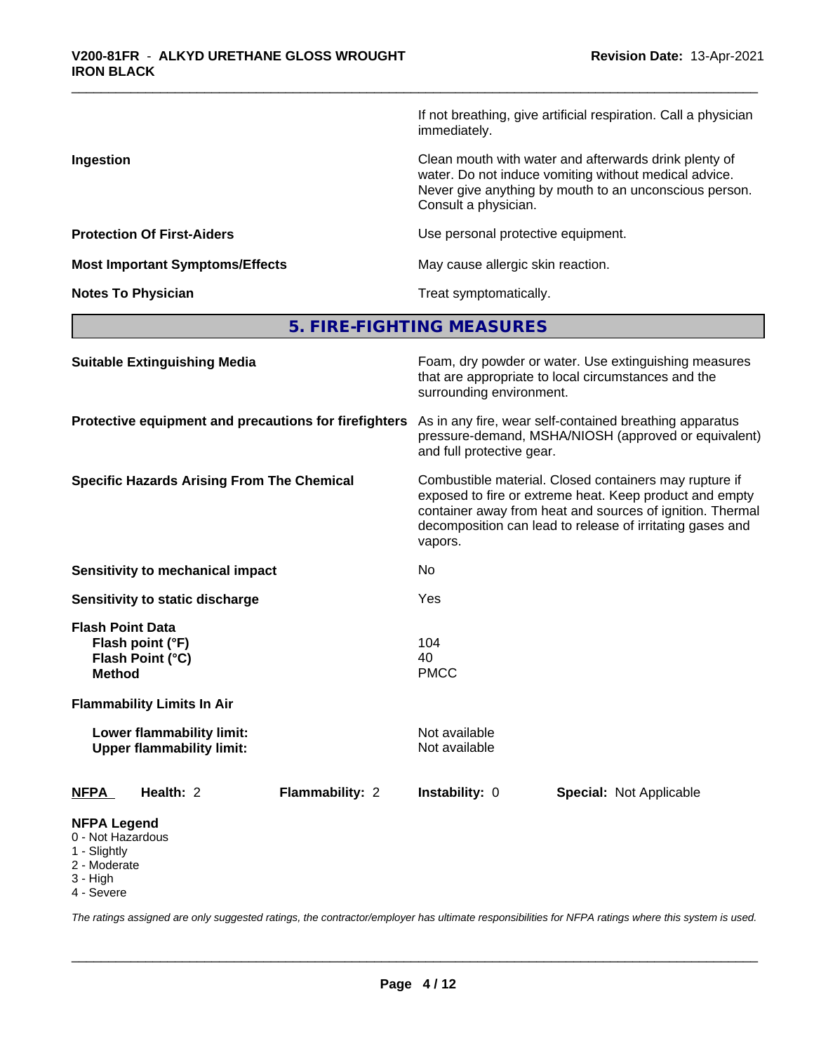If not breathing, give artificial respiration. Call a physician immediately.

| | |
|---|---|
| **Ingestion** | Clean mouth with water and afterwards drink plenty of water. Do not induce vomiting without medical advice. Never give anything by mouth to an unconscious person. Consult a physician. |
| **Protection Of First-Aiders** | Use personal protective equipment. |
| **Most Important Symptoms/Effects** | May cause allergic skin reaction. |
| **Notes To Physician** | Treat symptomatically. |

## 5. FIRE-FIGHTING MEASURES

| | |
|---|---|
| **Suitable Extinguishing Media** | Foam, dry powder or water. Use extinguishing measures that are appropriate to local circumstances and the surrounding environment. |
| **Protective equipment and precautions for firefighters** | As in any fire, wear self-contained breathing apparatus pressure-demand, MSHA/NIOSH (approved or equivalent) and full protective gear. |
| **Specific Hazards Arising From The Chemical** | Combustible material. Closed containers may rupture if exposed to fire or extreme heat. Keep product and empty container away from heat and sources of ignition. Thermal decomposition can lead to release of irritating gases and vapors. |
| **Sensitivity to mechanical impact** | No |
| **Sensitivity to static discharge** | Yes |

**Flash Point Data**

| | |
|---|---|
| **Flash point (°F)** | 104 |
| **Flash Point (°C)** | 40 |
| **Method** | PMCC |

**Flammability Limits In Air**

| | |
|---|---|
| **Lower flammability limit:** | Not available |
| **Upper flammability limit:** | Not available |

| **NFPA** | **Health:** 2 | **Flammability:** 2 | **Instability:** 0 | **Special:** Not Applicable |
|---|---|---|---|---|

**NFPA Legend**
- 0 - Not Hazardous
- 1 - Slightly
- 2 - Moderate
- 3 - High
- 4 - Severe

*The ratings assigned are only suggested ratings, the contractor/employer has ultimate responsibilities for NFPA ratings where this system is used.*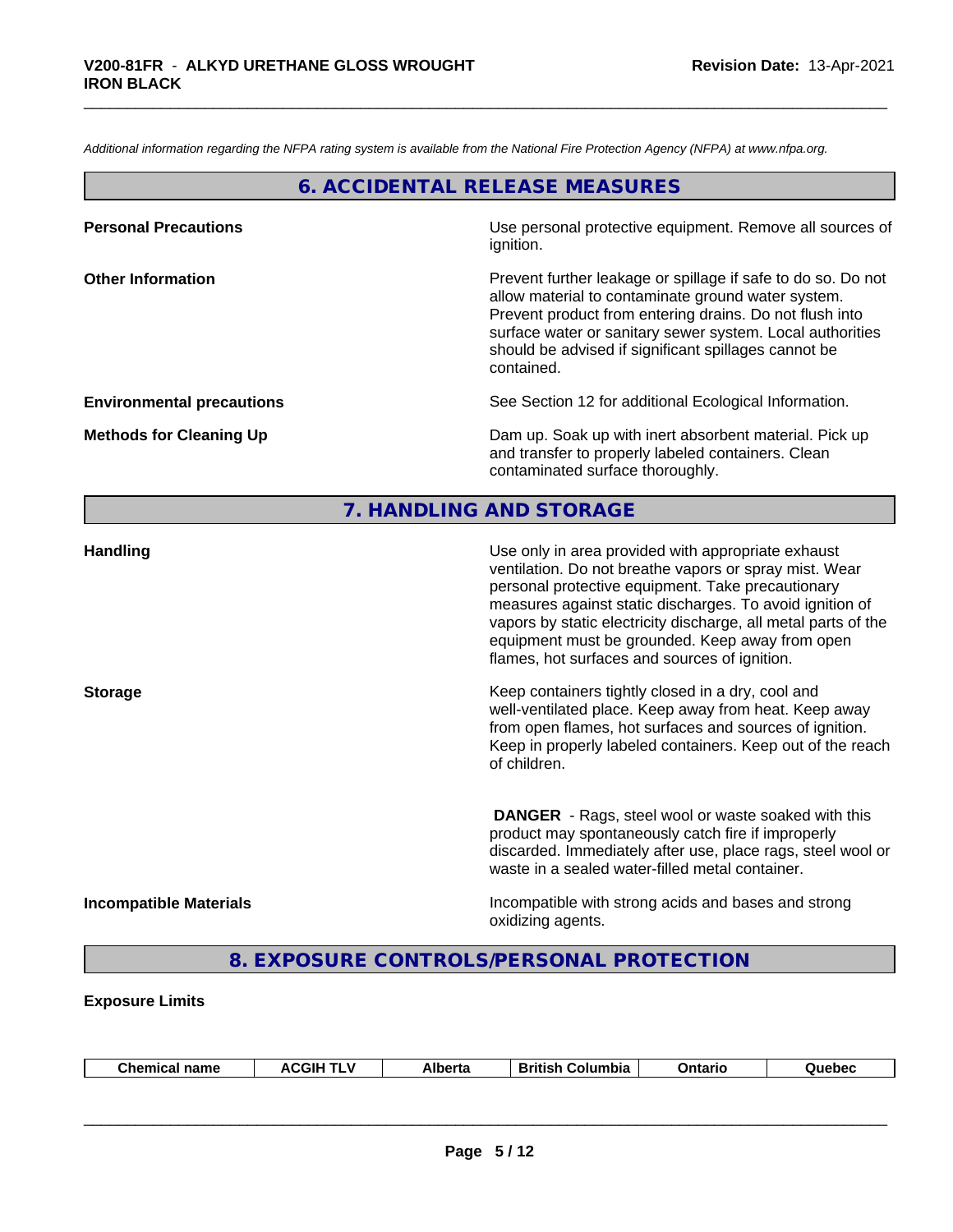*Additional information regarding the NFPA rating system is available from the National Fire Protection Agency (NFPA) at www.nfpa.org.*

## 6. ACCIDENTAL RELEASE MEASURES

**Personal Precautions**

Use personal protective equipment. Remove all sources of ignition.

**Other Information**

Prevent further leakage or spillage if safe to do so. Do not allow material to contaminate ground water system. Prevent product from entering drains. Do not flush into surface water or sanitary sewer system. Local authorities should be advised if significant spillages cannot be contained.

**Environmental precautions**

See Section 12 for additional Ecological Information.

**Methods for Cleaning Up**

Dam up. Soak up with inert absorbent material. Pick up and transfer to properly labeled containers. Clean contaminated surface thoroughly.

## 7. HANDLING AND STORAGE

**Handling**

Use only in area provided with appropriate exhaust ventilation. Do not breathe vapors or spray mist. Wear personal protective equipment. Take precautionary measures against static discharges. To avoid ignition of vapors by static electricity discharge, all metal parts of the equipment must be grounded. Keep away from open flames, hot surfaces and sources of ignition.

**Storage**

Keep containers tightly closed in a dry, cool and well-ventilated place. Keep away from heat. Keep away from open flames, hot surfaces and sources of ignition. Keep in properly labeled containers. Keep out of the reach of children.

**DANGER** - Rags, steel wool or waste soaked with this product may spontaneously catch fire if improperly discarded. Immediately after use, place rags, steel wool or waste in a sealed water-filled metal container.

**Incompatible Materials**

Incompatible with strong acids and bases and strong oxidizing agents.

## 8. EXPOSURE CONTROLS/PERSONAL PROTECTION

**Exposure Limits**

| Chemical name | ACGIH TLV | Alberta | British Columbia | Ontario | Quebec |
|---|---|---|---|---|---|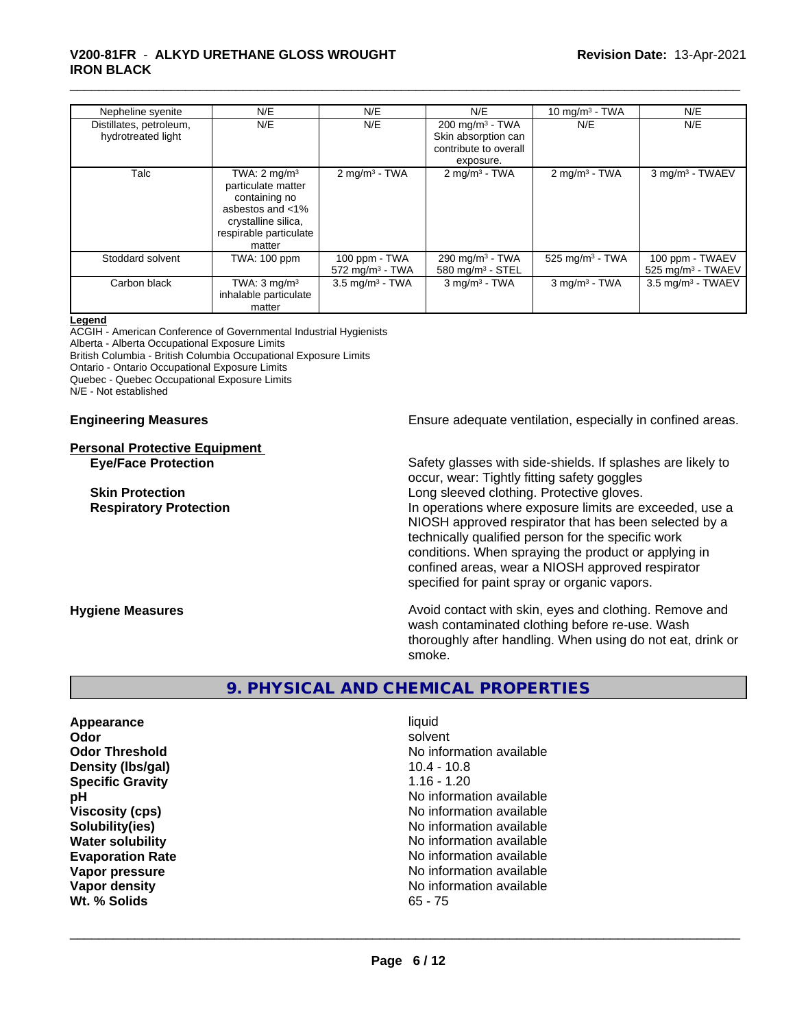| | | | | | |
|---|---|---|---|---|---|
| Nepheline syenite | N/E | N/E | N/E | 10 mg/m³ - TWA | N/E |
| Distillates, petroleum, hydrotreated light | N/E | N/E | 200 mg/m³ - TWA Skin absorption can contribute to overall exposure. | N/E | N/E |
| Talc | TWA: 2 mg/m³ particulate matter containing no asbestos and <1% crystalline silica, respirable particulate matter | 2 mg/m³ - TWA | 2 mg/m³ - TWA | 2 mg/m³ - TWA | 3 mg/m³ - TWAEV |
| Stoddard solvent | TWA: 100 ppm | 100 ppm - TWA 572 mg/m³ - TWA | 290 mg/m³ - TWA 580 mg/m³ - STEL | 525 mg/m³ - TWA | 100 ppm - TWAEV 525 mg/m³ - TWAEV |
| Carbon black | TWA: 3 mg/m³ inhalable particulate matter | 3.5 mg/m³ - TWA | 3 mg/m³ - TWA | 3 mg/m³ - TWA | 3.5 mg/m³ - TWAEV |

**Legend**

ACGIH - American Conference of Governmental Industrial Hygienists
Alberta - Alberta Occupational Exposure Limits
British Columbia - British Columbia Occupational Exposure Limits
Ontario - Ontario Occupational Exposure Limits
Quebec - Quebec Occupational Exposure Limits
N/E - Not established

**Engineering Measures** Ensure adequate ventilation, especially in confined areas.

**Personal Protective Equipment**

**Eye/Face Protection** Safety glasses with side-shields. If splashes are likely to occur, wear: Tightly fitting safety goggles

**Skin Protection** Long sleeved clothing. Protective gloves.

**Respiratory Protection** In operations where exposure limits are exceeded, use a NIOSH approved respirator that has been selected by a technically qualified person for the specific work conditions. When spraying the product or applying in confined areas, wear a NIOSH approved respirator specified for paint spray or organic vapors.

**Hygiene Measures** Avoid contact with skin, eyes and clothing. Remove and wash contaminated clothing before re-use. Wash thoroughly after handling. When using do not eat, drink or smoke.

## 9. PHYSICAL AND CHEMICAL PROPERTIES

| | |
|---|---|
| **Appearance** | liquid |
| **Odor** | solvent |
| **Odor Threshold** | No information available |
| **Density (lbs/gal)** | 10.4 - 10.8 |
| **Specific Gravity** | 1.16 - 1.20 |
| **pH** | No information available |
| **Viscosity (cps)** | No information available |
| **Solubility(ies)** | No information available |
| **Water solubility** | No information available |
| **Evaporation Rate** | No information available |
| **Vapor pressure** | No information available |
| **Vapor density** | No information available |
| **Wt. % Solids** | 65 - 75 |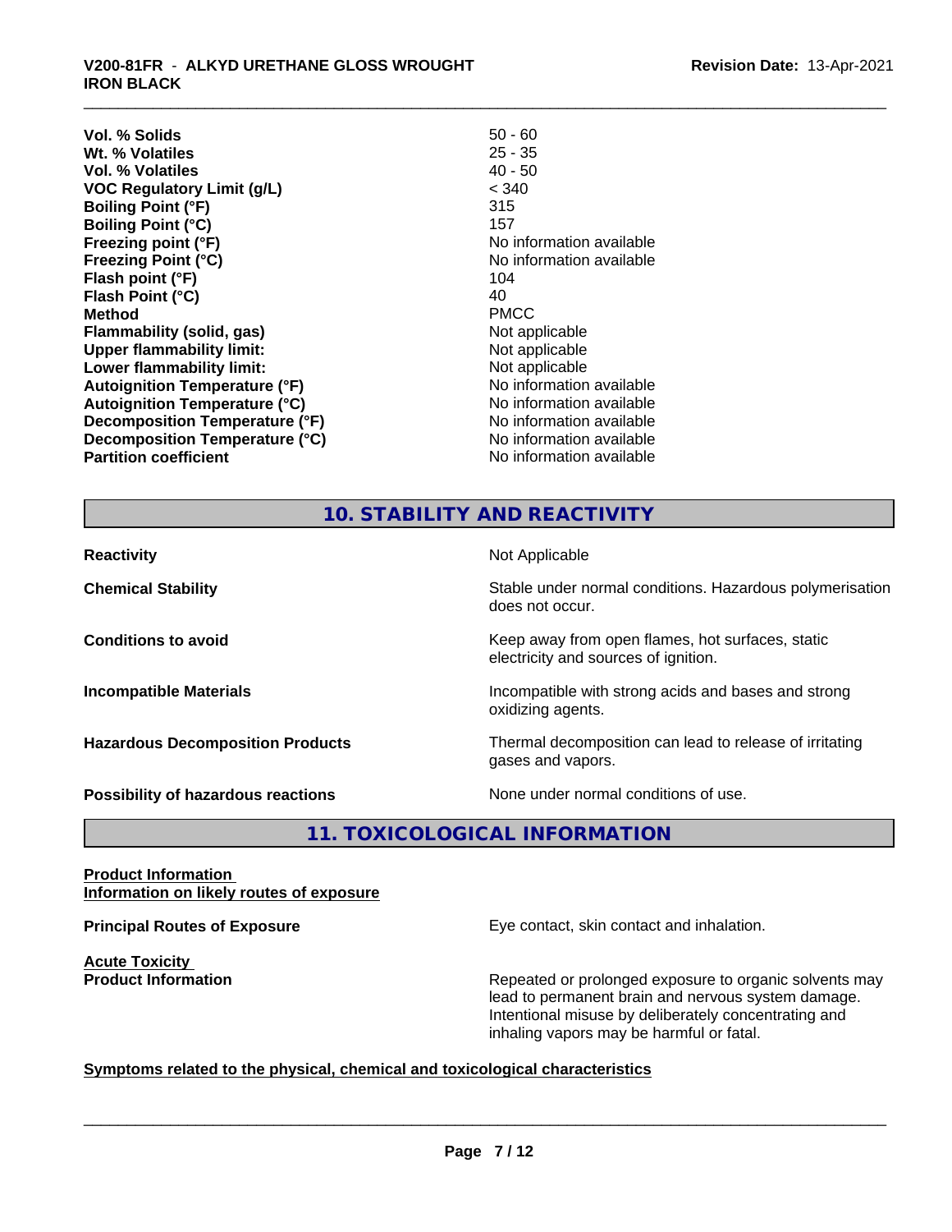| | |
|---|---|
| **Vol. % Solids** | 50 - 60 |
| **Wt. % Volatiles** | 25 - 35 |
| **Vol. % Volatiles** | 40 - 50 |
| **VOC Regulatory Limit (g/L)** | < 340 |
| **Boiling Point (°F)** | 315 |
| **Boiling Point (°C)** | 157 |
| **Freezing point (°F)** | No information available |
| **Freezing Point (°C)** | No information available |
| **Flash point (°F)** | 104 |
| **Flash Point (°C)** | 40 |
| **Method** | PMCC |
| **Flammability (solid, gas)** | Not applicable |
| **Upper flammability limit:** | Not applicable |
| **Lower flammability limit:** | Not applicable |
| **Autoignition Temperature (°F)** | No information available |
| **Autoignition Temperature (°C)** | No information available |
| **Decomposition Temperature (°F)** | No information available |
| **Decomposition Temperature (°C)** | No information available |
| **Partition coefficient** | No information available |

## 10. STABILITY AND REACTIVITY

| | |
|---|---|
| **Reactivity** | Not Applicable |
| **Chemical Stability** | Stable under normal conditions. Hazardous polymerisation does not occur. |
| **Conditions to avoid** | Keep away from open flames, hot surfaces, static electricity and sources of ignition. |
| **Incompatible Materials** | Incompatible with strong acids and bases and strong oxidizing agents. |
| **Hazardous Decomposition Products** | Thermal decomposition can lead to release of irritating gases and vapors. |
| **Possibility of hazardous reactions** | None under normal conditions of use. |

## 11. TOXICOLOGICAL INFORMATION

**Product Information**
**Information on likely routes of exposure**

**Principal Routes of Exposure** — Eye contact, skin contact and inhalation.

**Acute Toxicity**
**Product Information** — Repeated or prolonged exposure to organic solvents may lead to permanent brain and nervous system damage. Intentional misuse by deliberately concentrating and inhaling vapors may be harmful or fatal.

**Symptoms related to the physical, chemical and toxicological characteristics**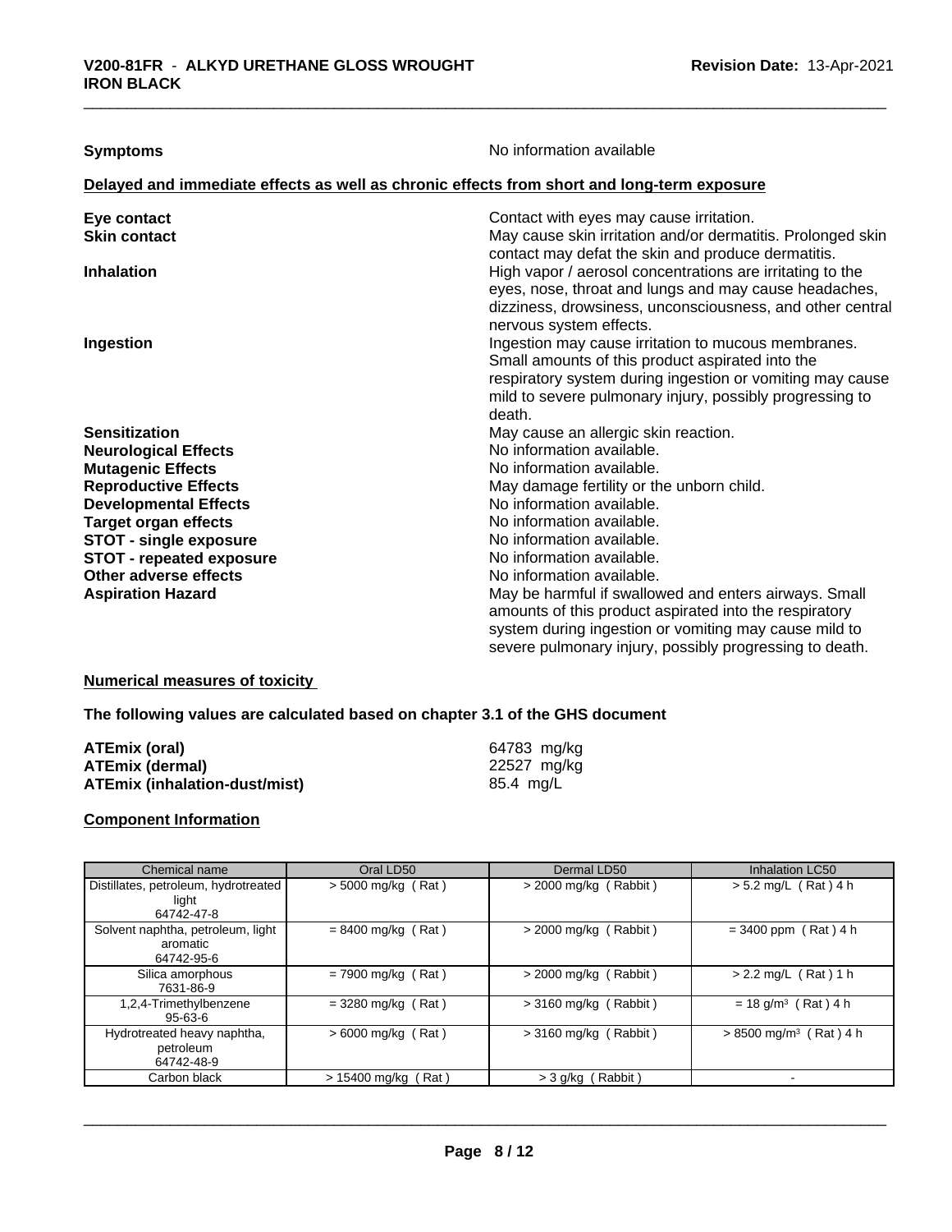**Symptoms** No information available

## Delayed and immediate effects as well as chronic effects from short and long-term exposure

| | |
|---|---|
| **Eye contact** | Contact with eyes may cause irritation. |
| **Skin contact** | May cause skin irritation and/or dermatitis. Prolonged skin contact may defat the skin and produce dermatitis. |
| **Inhalation** | High vapor / aerosol concentrations are irritating to the eyes, nose, throat and lungs and may cause headaches, dizziness, drowsiness, unconsciousness, and other central nervous system effects. |
| **Ingestion** | Ingestion may cause irritation to mucous membranes. Small amounts of this product aspirated into the respiratory system during ingestion or vomiting may cause mild to severe pulmonary injury, possibly progressing to death. |
| **Sensitization** | May cause an allergic skin reaction. |
| **Neurological Effects** | No information available. |
| **Mutagenic Effects** | No information available. |
| **Reproductive Effects** | May damage fertility or the unborn child. |
| **Developmental Effects** | No information available. |
| **Target organ effects** | No information available. |
| **STOT - single exposure** | No information available. |
| **STOT - repeated exposure** | No information available. |
| **Other adverse effects** | No information available. |
| **Aspiration Hazard** | May be harmful if swallowed and enters airways. Small amounts of this product aspirated into the respiratory system during ingestion or vomiting may cause mild to severe pulmonary injury, possibly progressing to death. |

## Numerical measures of toxicity

**The following values are calculated based on chapter 3.1 of the GHS document**

| | |
|---|---|
| **ATEmix (oral)** | 64783 mg/kg |
| **ATEmix (dermal)** | 22527 mg/kg |
| **ATEmix (inhalation-dust/mist)** | 85.4 mg/L |

## Component Information

| Chemical name | Oral LD50 | Dermal LD50 | Inhalation LC50 |
|---|---|---|---|
| Distillates, petroleum, hydrotreated light<br>64742-47-8 | > 5000 mg/kg ( Rat ) | > 2000 mg/kg ( Rabbit ) | > 5.2 mg/L ( Rat ) 4 h |
| Solvent naphtha, petroleum, light aromatic<br>64742-95-6 | = 8400 mg/kg ( Rat ) | > 2000 mg/kg ( Rabbit ) | = 3400 ppm ( Rat ) 4 h |
| Silica amorphous<br>7631-86-9 | = 7900 mg/kg ( Rat ) | > 2000 mg/kg ( Rabbit ) | > 2.2 mg/L ( Rat ) 1 h |
| 1,2,4-Trimethylbenzene<br>95-63-6 | = 3280 mg/kg ( Rat ) | > 3160 mg/kg ( Rabbit ) | = 18 g/m³ ( Rat ) 4 h |
| Hydrotreated heavy naphtha, petroleum<br>64742-48-9 | > 6000 mg/kg ( Rat ) | > 3160 mg/kg ( Rabbit ) | > 8500 mg/m³ ( Rat ) 4 h |
| Carbon black | > 15400 mg/kg ( Rat ) | > 3 g/kg ( Rabbit ) | - |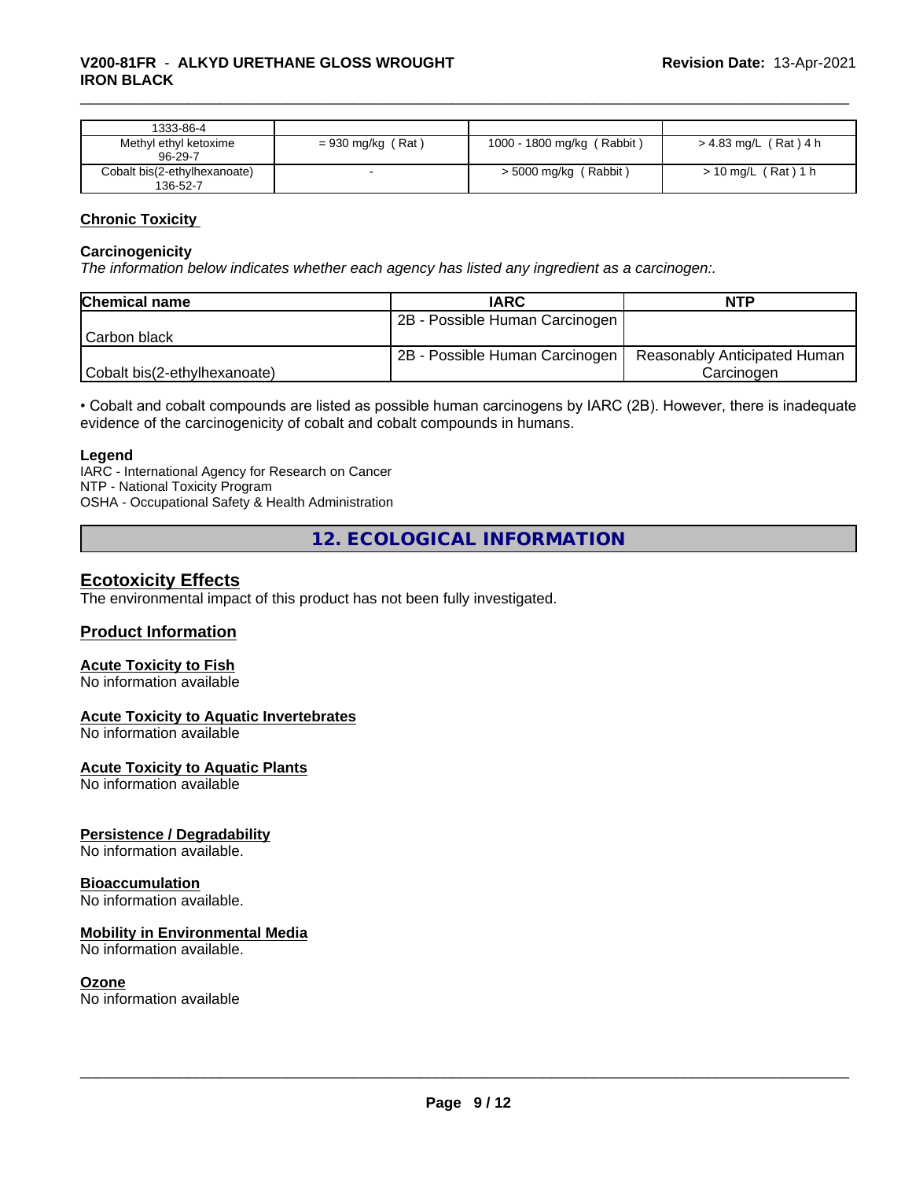| 1333-86-4 | | | |
|---|---|---|---|
| Methyl ethyl ketoxime 96-29-7 | = 930 mg/kg ( Rat ) | 1000 - 1800 mg/kg ( Rabbit ) | > 4.83 mg/L ( Rat ) 4 h |
| Cobalt bis(2-ethylhexanoate) 136-52-7 | - | > 5000 mg/kg ( Rabbit ) | > 10 mg/L ( Rat ) 1 h |

**Chronic Toxicity**

**Carcinogenicity**

*The information below indicates whether each agency has listed any ingredient as a carcinogen:.*

| Chemical name | IARC | NTP |
|---|---|---|
| Carbon black | 2B - Possible Human Carcinogen | |
| Cobalt bis(2-ethylhexanoate) | 2B - Possible Human Carcinogen | Reasonably Anticipated Human Carcinogen |

• Cobalt and cobalt compounds are listed as possible human carcinogens by IARC (2B). However, there is inadequate evidence of the carcinogenicity of cobalt and cobalt compounds in humans.

**Legend**

IARC - International Agency for Research on Cancer
NTP - National Toxicity Program
OSHA - Occupational Safety & Health Administration

## 12. ECOLOGICAL INFORMATION

### Ecotoxicity Effects

The environmental impact of this product has not been fully investigated.

### Product Information

**Acute Toxicity to Fish**
No information available

**Acute Toxicity to Aquatic Invertebrates**
No information available

**Acute Toxicity to Aquatic Plants**
No information available

**Persistence / Degradability**
No information available.

**Bioaccumulation**
No information available.

**Mobility in Environmental Media**
No information available.

**Ozone**
No information available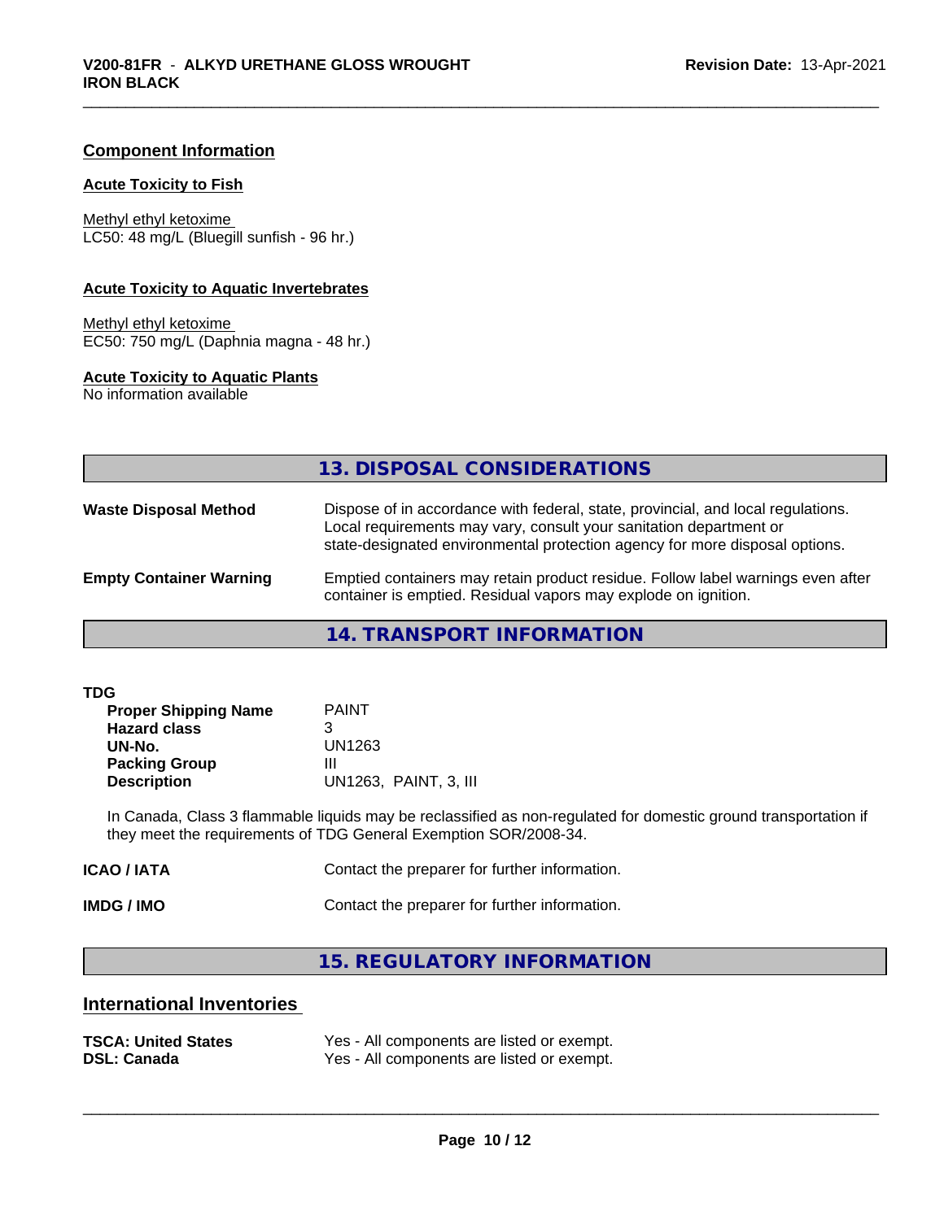### Component Information

#### Acute Toxicity to Fish

Methyl ethyl ketoxime
LC50: 48 mg/L (Bluegill sunfish - 96 hr.)

#### Acute Toxicity to Aquatic Invertebrates

Methyl ethyl ketoxime
EC50: 750 mg/L (Daphnia magna - 48 hr.)

#### Acute Toxicity to Aquatic Plants

No information available

## 13. DISPOSAL CONSIDERATIONS

| | |
|---|---|
| **Waste Disposal Method** | Dispose of in accordance with federal, state, provincial, and local regulations. Local requirements may vary, consult your sanitation department or state-designated environmental protection agency for more disposal options. |
| **Empty Container Warning** | Emptied containers may retain product residue. Follow label warnings even after container is emptied. Residual vapors may explode on ignition. |

## 14. TRANSPORT INFORMATION

**TDG**

| | |
|---|---|
| **Proper Shipping Name** | PAINT |
| **Hazard class** | 3 |
| **UN-No.** | UN1263 |
| **Packing Group** | III |
| **Description** | UN1263, PAINT, 3, III |

In Canada, Class 3 flammable liquids may be reclassified as non-regulated for domestic ground transportation if they meet the requirements of TDG General Exemption SOR/2008-34.

| | |
|---|---|
| **ICAO / IATA** | Contact the preparer for further information. |
| **IMDG / IMO** | Contact the preparer for further information. |

## 15. REGULATORY INFORMATION

### International Inventories

| | |
|---|---|
| **TSCA: United States** | Yes - All components are listed or exempt. |
| **DSL: Canada** | Yes - All components are listed or exempt. |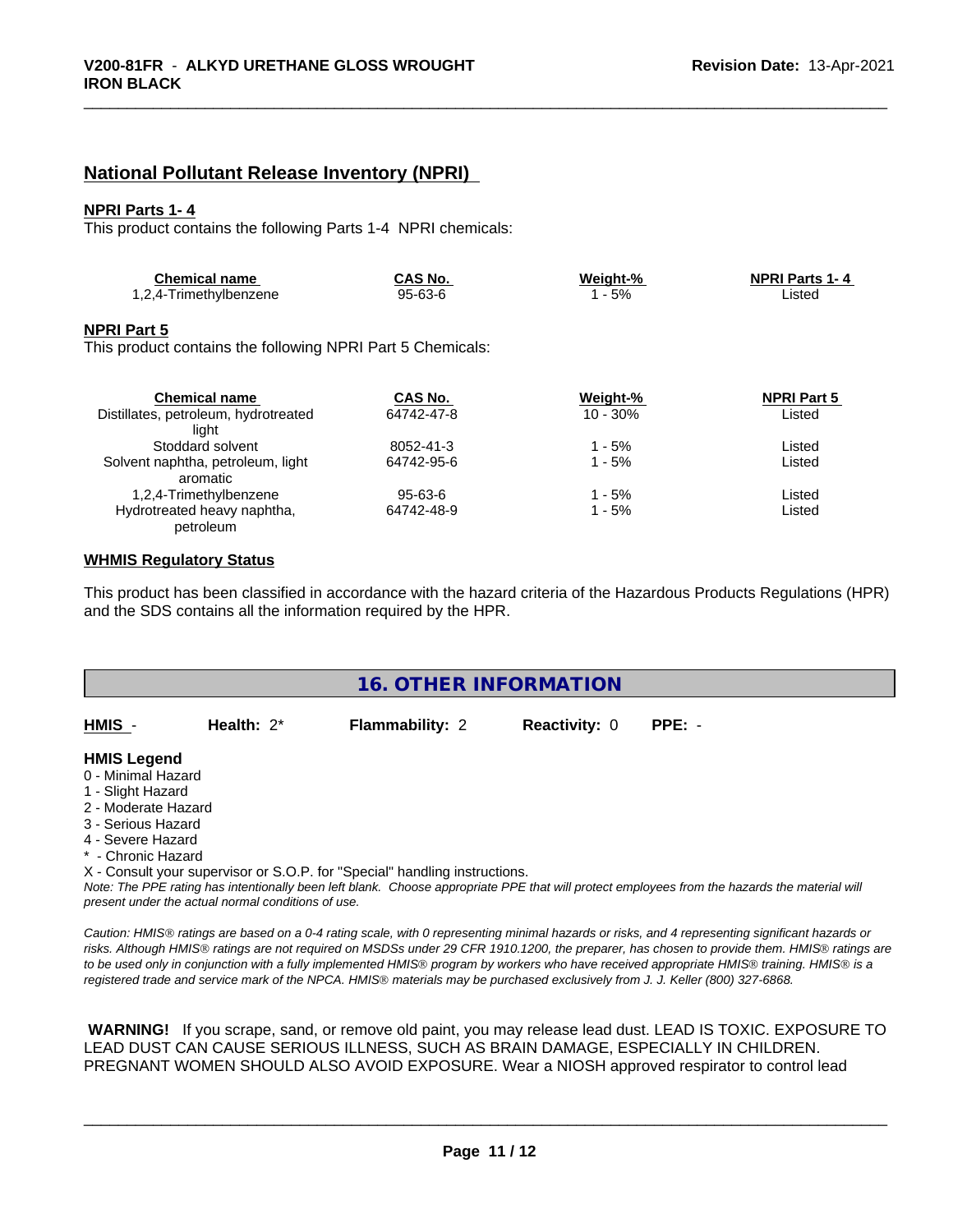## National Pollutant Release Inventory (NPRI)

### NPRI Parts 1- 4

This product contains the following Parts 1-4 NPRI chemicals:

| Chemical name | CAS No. | Weight-% | NPRI Parts 1- 4 |
|---|---|---|---|
| 1,2,4-Trimethylbenzene | 95-63-6 | 1 - 5% | Listed |

### NPRI Part 5

This product contains the following NPRI Part 5 Chemicals:

| Chemical name | CAS No. | Weight-% | NPRI Part 5 |
|---|---|---|---|
| Distillates, petroleum, hydrotreated light | 64742-47-8 | 10 - 30% | Listed |
| Stoddard solvent | 8052-41-3 | 1 - 5% | Listed |
| Solvent naphtha, petroleum, light aromatic | 64742-95-6 | 1 - 5% | Listed |
| 1,2,4-Trimethylbenzene | 95-63-6 | 1 - 5% | Listed |
| Hydrotreated heavy naphtha, petroleum | 64742-48-9 | 1 - 5% | Listed |

### WHMIS Regulatory Status

This product has been classified in accordance with the hazard criteria of the Hazardous Products Regulations (HPR) and the SDS contains all the information required by the HPR.

## 16. OTHER INFORMATION

**HMIS** - **Health:** 2* **Flammability:** 2 **Reactivity:** 0 **PPE:** -

**HMIS Legend**

0 - Minimal Hazard
1 - Slight Hazard
2 - Moderate Hazard
3 - Serious Hazard
4 - Severe Hazard
* - Chronic Hazard
X - Consult your supervisor or S.O.P. for "Special" handling instructions.

*Note: The PPE rating has intentionally been left blank. Choose appropriate PPE that will protect employees from the hazards the material will present under the actual normal conditions of use.*

*Caution: HMIS® ratings are based on a 0-4 rating scale, with 0 representing minimal hazards or risks, and 4 representing significant hazards or risks. Although HMIS® ratings are not required on MSDSs under 29 CFR 1910.1200, the preparer, has chosen to provide them. HMIS® ratings are to be used only in conjunction with a fully implemented HMIS® program by workers who have received appropriate HMIS® training. HMIS® is a registered trade and service mark of the NPCA. HMIS® materials may be purchased exclusively from J. J. Keller (800) 327-6868.*

**WARNING!** If you scrape, sand, or remove old paint, you may release lead dust. LEAD IS TOXIC. EXPOSURE TO LEAD DUST CAN CAUSE SERIOUS ILLNESS, SUCH AS BRAIN DAMAGE, ESPECIALLY IN CHILDREN. PREGNANT WOMEN SHOULD ALSO AVOID EXPOSURE. Wear a NIOSH approved respirator to control lead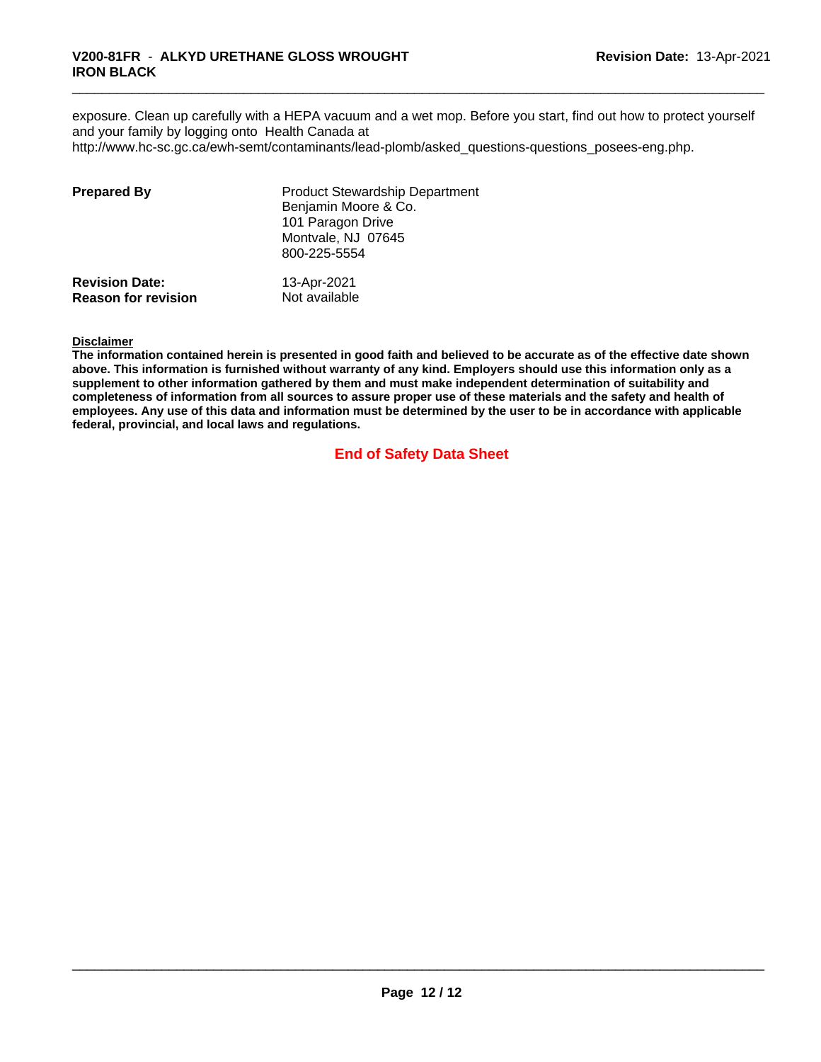exposure. Clean up carefully with a HEPA vacuum and a wet mop. Before you start, find out how to protect yourself and your family by logging onto Health Canada at http://www.hc-sc.gc.ca/ewh-semt/contaminants/lead-plomb/asked_questions-questions_posees-eng.php.

| | |
|---|---|
| **Prepared By** | Product Stewardship Department<br>Benjamin Moore & Co.<br>101 Paragon Drive<br>Montvale, NJ 07645<br>800-225-5554 |
| **Revision Date:** | 13-Apr-2021 |
| **Reason for revision** | Not available |

**Disclaimer**

**The information contained herein is presented in good faith and believed to be accurate as of the effective date shown above. This information is furnished without warranty of any kind. Employers should use this information only as a supplement to other information gathered by them and must make independent determination of suitability and completeness of information from all sources to assure proper use of these materials and the safety and health of employees. Any use of this data and information must be determined by the user to be in accordance with applicable federal, provincial, and local laws and regulations.**

**End of Safety Data Sheet**